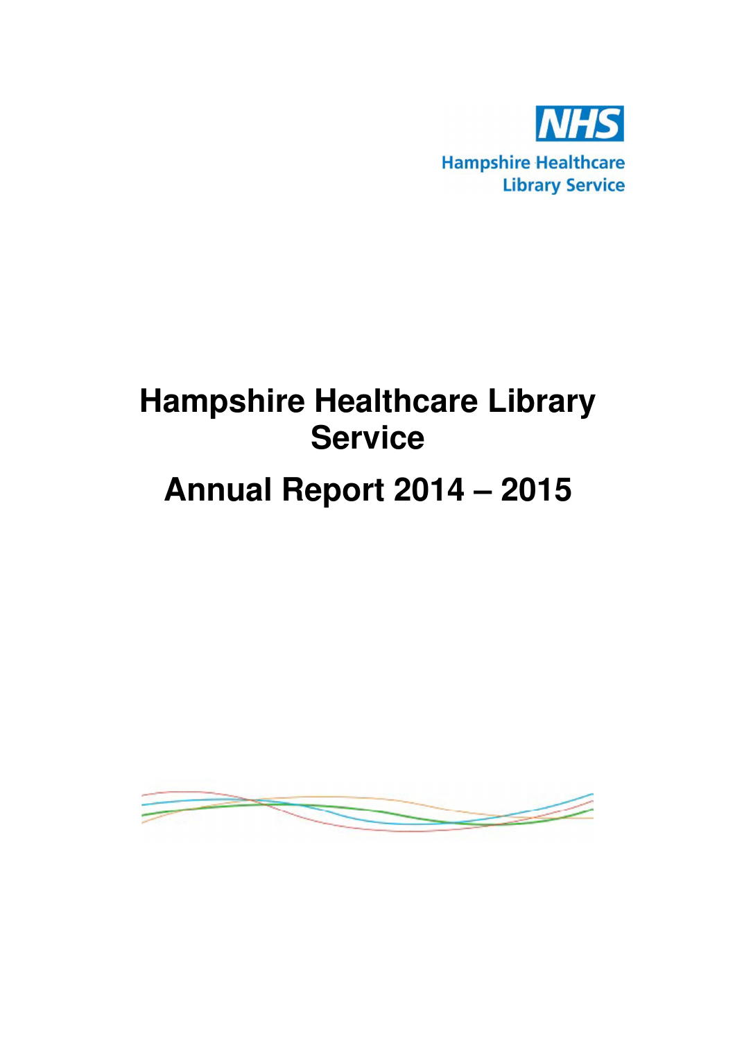NHS

Hampshire Healthcare Library Service

# Hampshire Healthcare Library Service

# Annual Report 2014 – 2015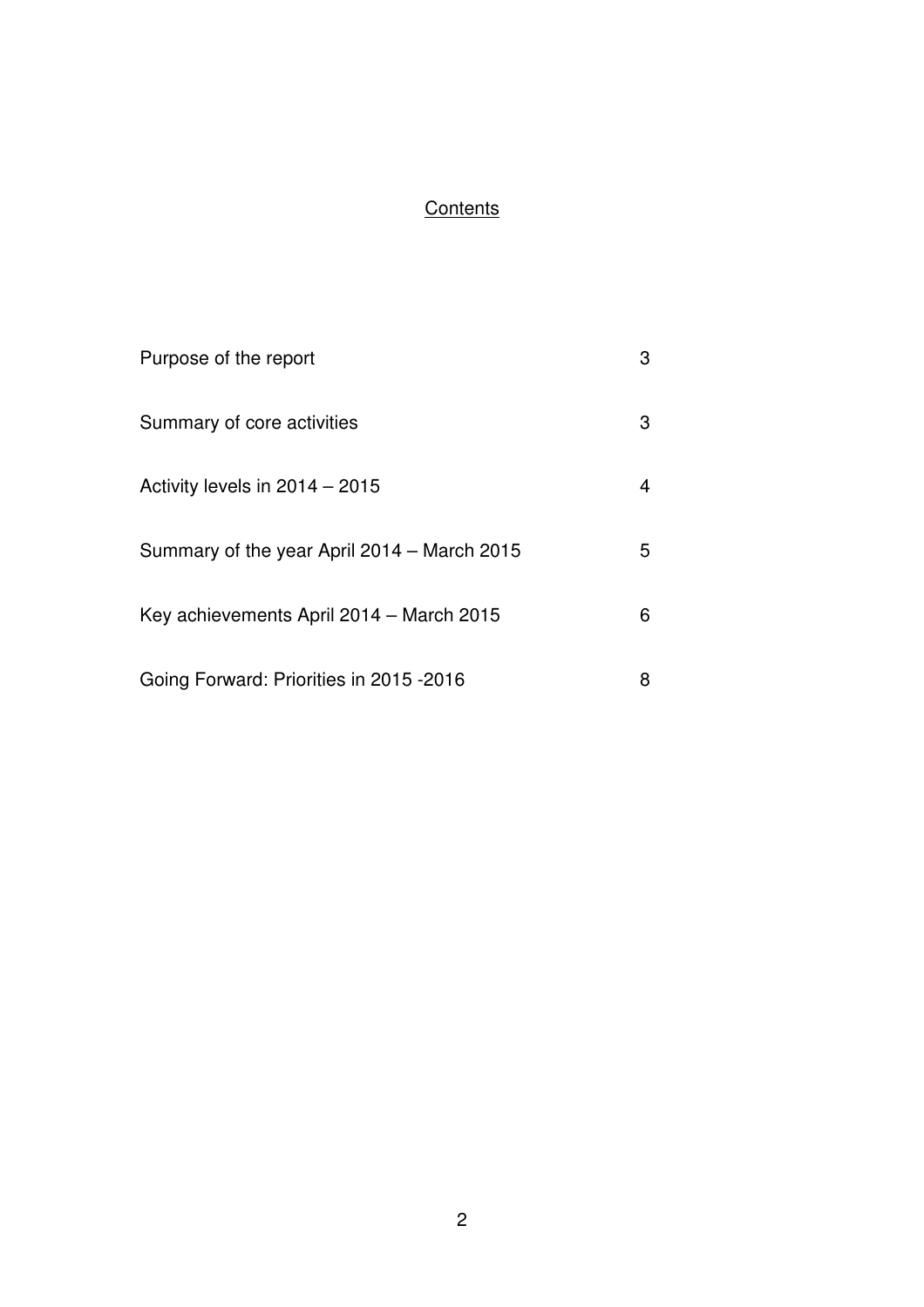# Contents

| | |
|---|---|
| Purpose of the report | 3 |
| Summary of core activities | 3 |
| Activity levels in 2014 – 2015 | 4 |
| Summary of the year April 2014 – March 2015 | 5 |
| Key achievements April 2014 – March 2015 | 6 |
| Going Forward: Priorities in 2015 -2016 | 8 |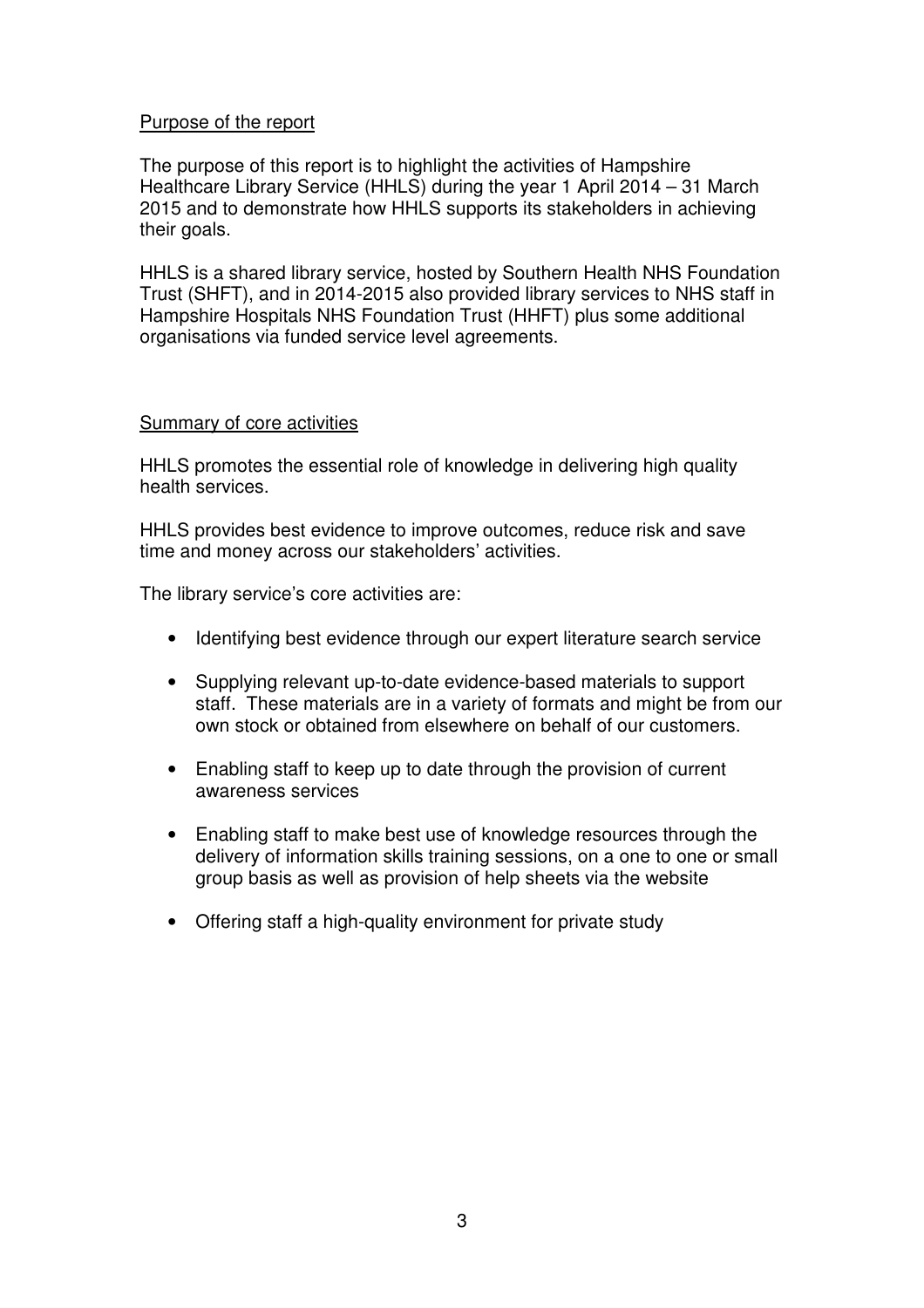## Purpose of the report

The purpose of this report is to highlight the activities of Hampshire Healthcare Library Service (HHLS) during the year 1 April 2014 – 31 March 2015 and to demonstrate how HHLS supports its stakeholders in achieving their goals.

HHLS is a shared library service, hosted by Southern Health NHS Foundation Trust (SHFT), and in 2014-2015 also provided library services to NHS staff in Hampshire Hospitals NHS Foundation Trust (HHFT) plus some additional organisations via funded service level agreements.

## Summary of core activities

HHLS promotes the essential role of knowledge in delivering high quality health services.

HHLS provides best evidence to improve outcomes, reduce risk and save time and money across our stakeholders' activities.

The library service's core activities are:

- Identifying best evidence through our expert literature search service
- Supplying relevant up-to-date evidence-based materials to support staff. These materials are in a variety of formats and might be from our own stock or obtained from elsewhere on behalf of our customers.
- Enabling staff to keep up to date through the provision of current awareness services
- Enabling staff to make best use of knowledge resources through the delivery of information skills training sessions, on a one to one or small group basis as well as provision of help sheets via the website
- Offering staff a high-quality environment for private study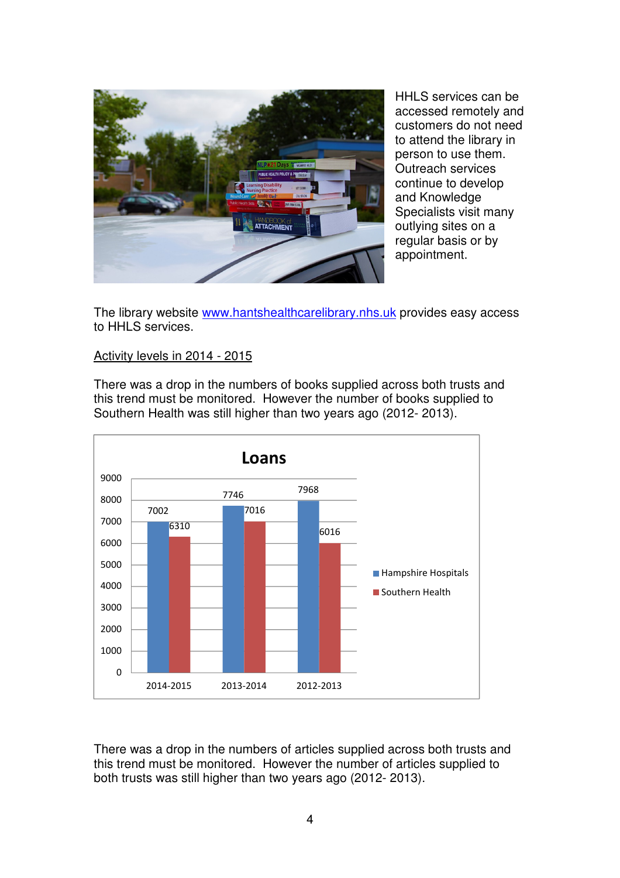HHLS services can be accessed remotely and customers do not need to attend the library in person to use them. Outreach services continue to develop and Knowledge Specialists visit many outlying sites on a regular basis or by appointment.

The library website www.hantshealthcarelibrary.nhs.uk provides easy access to HHLS services.

Activity levels in 2014 - 2015

There was a drop in the numbers of books supplied across both trusts and this trend must be monitored. However the number of books supplied to Southern Health was still higher than two years ago (2012- 2013).

**Loans**

| | Hampshire Hospitals | Southern Health |
|---|---|---|
| 2014-2015 | 7002 | 6310 |
| 2013-2014 | 7746 | 7016 |
| 2012-2013 | 7968 | 6016 |

There was a drop in the numbers of articles supplied across both trusts and this trend must be monitored. However the number of articles supplied to both trusts was still higher than two years ago (2012- 2013).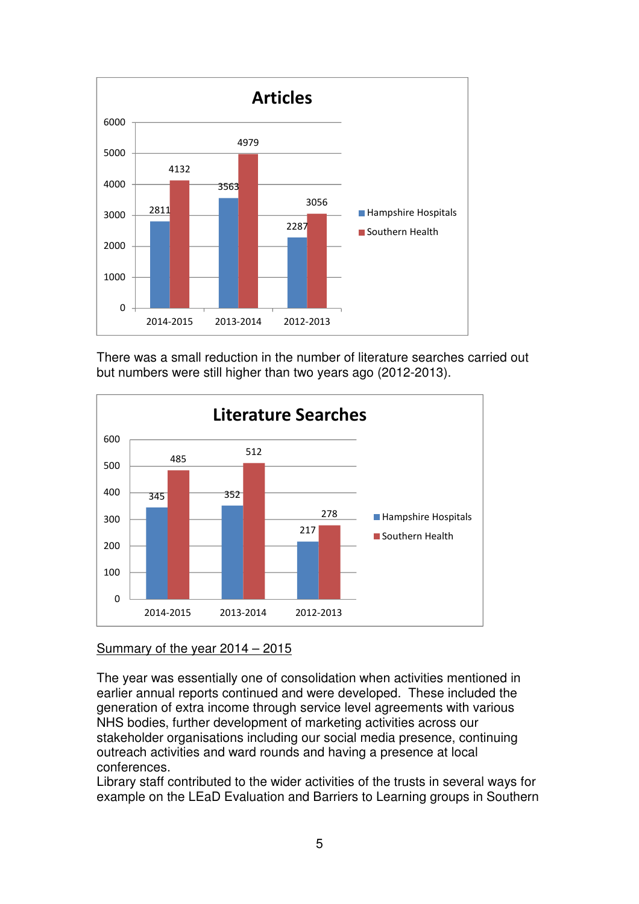**Articles**

| | 2014-2015 | 2013-2014 | 2012-2013 |
|---|---|---|---|
| Hampshire Hospitals | 2811 | 3563 | 2287 |
| Southern Health | 4132 | 4979 | 3056 |

There was a small reduction in the number of literature searches carried out but numbers were still higher than two years ago (2012-2013).

**Literature Searches**

| | 2014-2015 | 2013-2014 | 2012-2013 |
|---|---|---|---|
| Hampshire Hospitals | 345 | 352 | 217 |
| Southern Health | 485 | 512 | 278 |

Summary of the year 2014 – 2015

The year was essentially one of consolidation when activities mentioned in earlier annual reports continued and were developed. These included the generation of extra income through service level agreements with various NHS bodies, further development of marketing activities across our stakeholder organisations including our social media presence, continuing outreach activities and ward rounds and having a presence at local conferences.
Library staff contributed to the wider activities of the trusts in several ways for example on the LEaD Evaluation and Barriers to Learning groups in Southern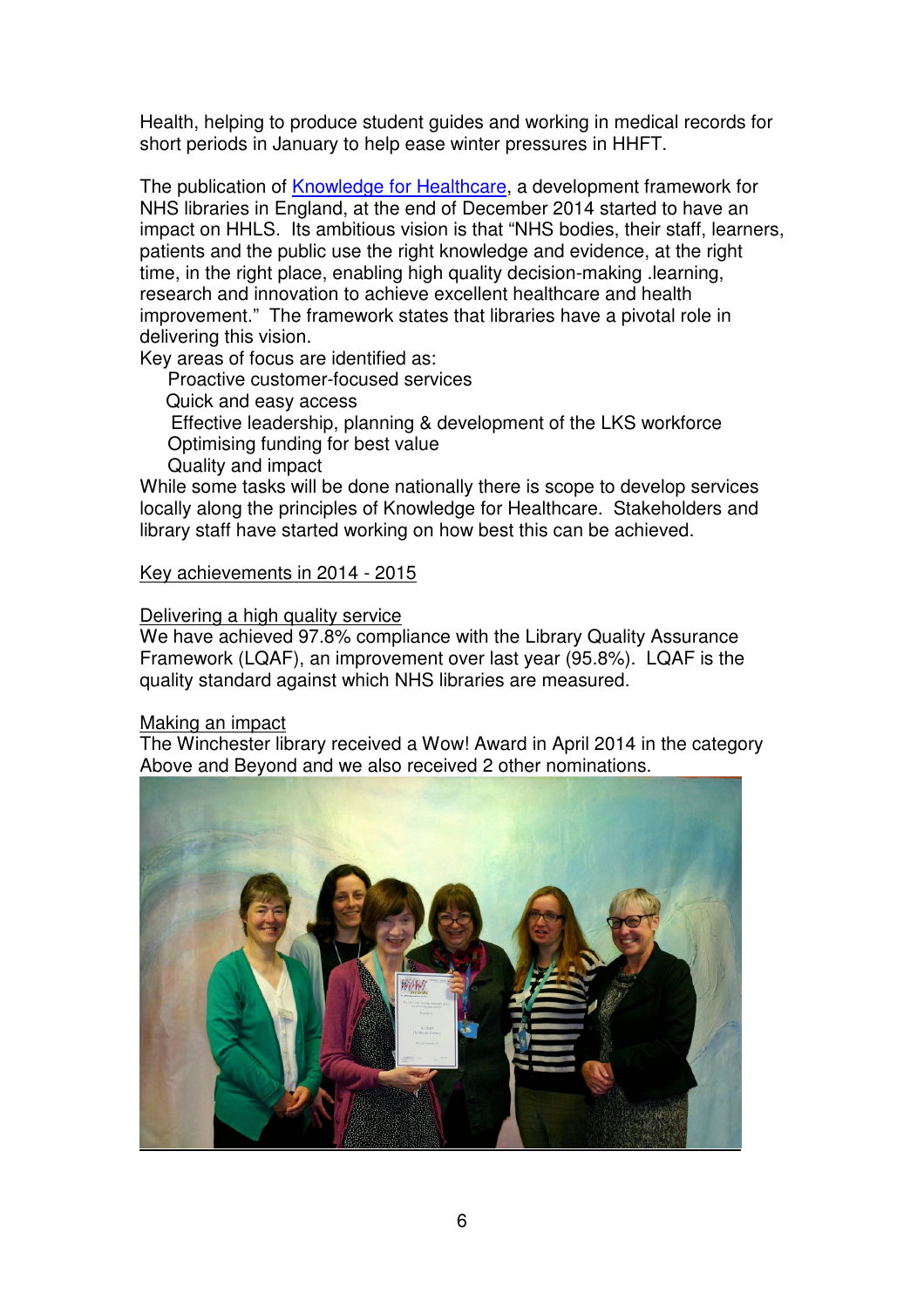Health, helping to produce student guides and working in medical records for short periods in January to help ease winter pressures in HHFT.

The publication of [Knowledge for Healthcare](), a development framework for NHS libraries in England, at the end of December 2014 started to have an impact on HHLS. Its ambitious vision is that "NHS bodies, their staff, learners, patients and the public use the right knowledge and evidence, at the right time, in the right place, enabling high quality decision-making .learning, research and innovation to achieve excellent healthcare and health improvement." The framework states that libraries have a pivotal role in delivering this vision.

Key areas of focus are identified as:

- Proactive customer-focused services
- Quick and easy access
- Effective leadership, planning & development of the LKS workforce
- Optimising funding for best value
- Quality and impact

While some tasks will be done nationally there is scope to develop services locally along the principles of Knowledge for Healthcare. Stakeholders and library staff have started working on how best this can be achieved.

## Key achievements in 2014 - 2015

### Delivering a high quality service

We have achieved 97.8% compliance with the Library Quality Assurance Framework (LQAF), an improvement over last year (95.8%). LQAF is the quality standard against which NHS libraries are measured.

### Making an impact

The Winchester library received a Wow! Award in April 2014 in the category Above and Beyond and we also received 2 other nominations.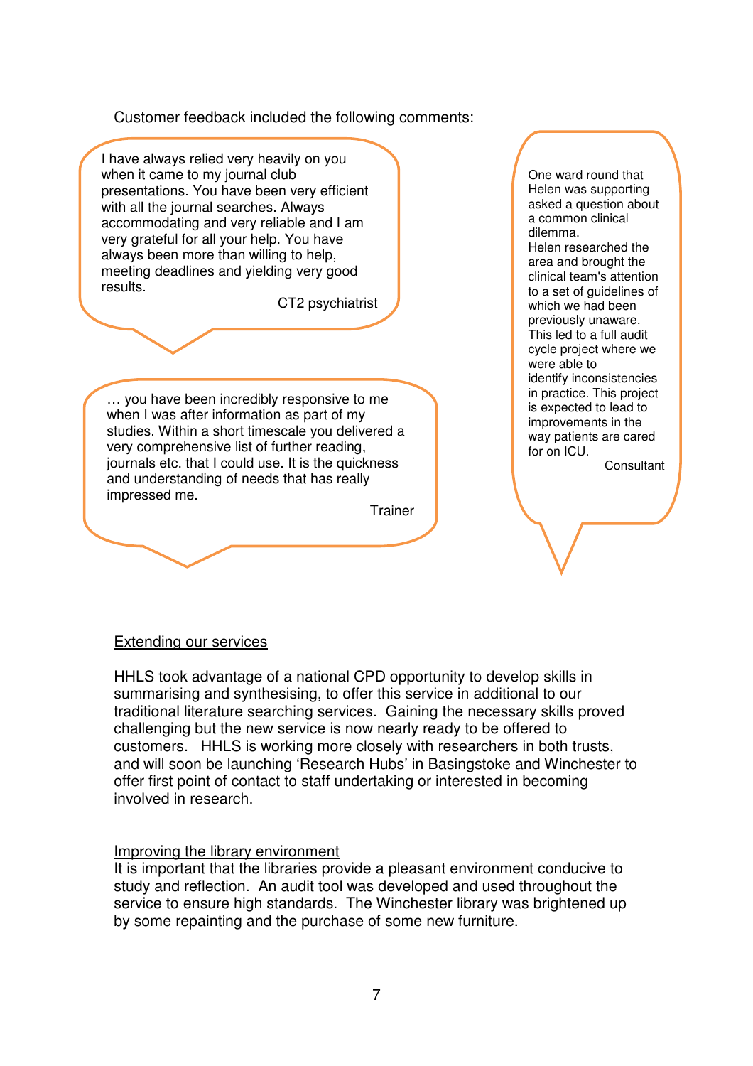Customer feedback included the following comments:

> I have always relied very heavily on you when it came to my journal club presentations. You have been very efficient with all the journal searches. Always accommodating and very reliable and I am very grateful for all your help. You have always been more than willing to help, meeting deadlines and yielding very good results.
>
> CT2 psychiatrist

> … you have been incredibly responsive to me when I was after information as part of my studies. Within a short timescale you delivered a very comprehensive list of further reading, journals etc. that I could use. It is the quickness and understanding of needs that has really impressed me.
>
> Trainer

> One ward round that Helen was supporting asked a question about a common clinical dilemma.
> Helen researched the area and brought the clinical team's attention to a set of guidelines of which we had been previously unaware. This led to a full audit cycle project where we were able to identify inconsistencies in practice. This project is expected to lead to improvements in the way patients are cared for on ICU.
>
> Consultant

<u>Extending our services</u>

HHLS took advantage of a national CPD opportunity to develop skills in summarising and synthesising, to offer this service in additional to our traditional literature searching services. Gaining the necessary skills proved challenging but the new service is now nearly ready to be offered to customers. HHLS is working more closely with researchers in both trusts, and will soon be launching 'Research Hubs' in Basingstoke and Winchester to offer first point of contact to staff undertaking or interested in becoming involved in research.

<u>Improving the library environment</u>

It is important that the libraries provide a pleasant environment conducive to study and reflection. An audit tool was developed and used throughout the service to ensure high standards. The Winchester library was brightened up by some repainting and the purchase of some new furniture.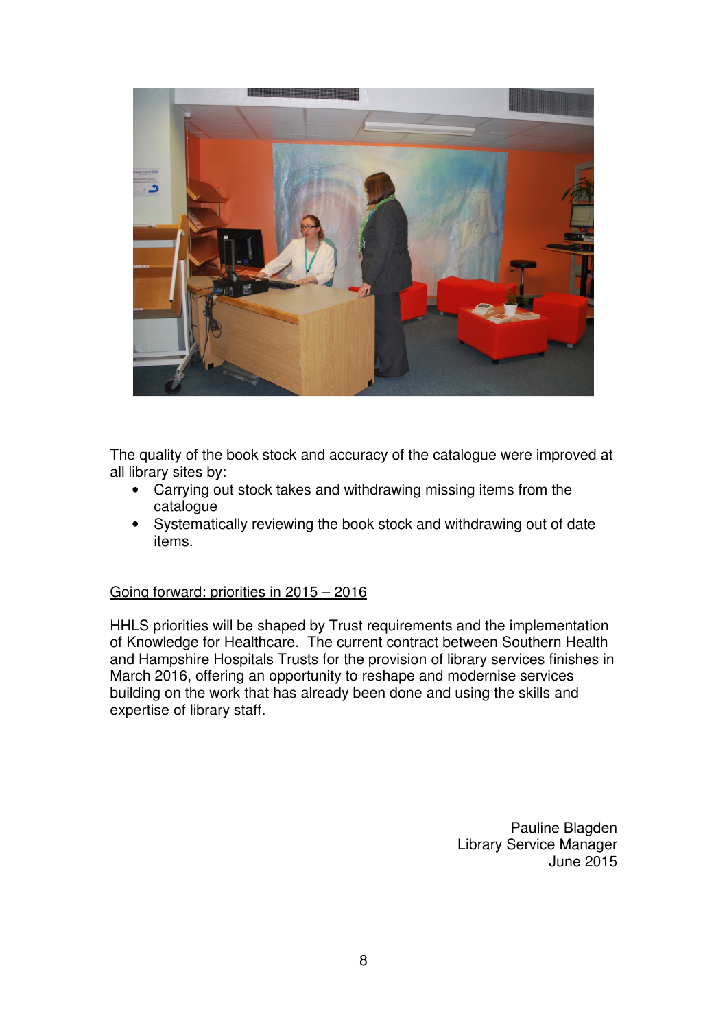The quality of the book stock and accuracy of the catalogue were improved at all library sites by:

- Carrying out stock takes and withdrawing missing items from the catalogue
- Systematically reviewing the book stock and withdrawing out of date items.

Going forward: priorities in 2015 – 2016

HHLS priorities will be shaped by Trust requirements and the implementation of Knowledge for Healthcare. The current contract between Southern Health and Hampshire Hospitals Trusts for the provision of library services finishes in March 2016, offering an opportunity to reshape and modernise services building on the work that has already been done and using the skills and expertise of library staff.

Pauline Blagden
Library Service Manager
June 2015